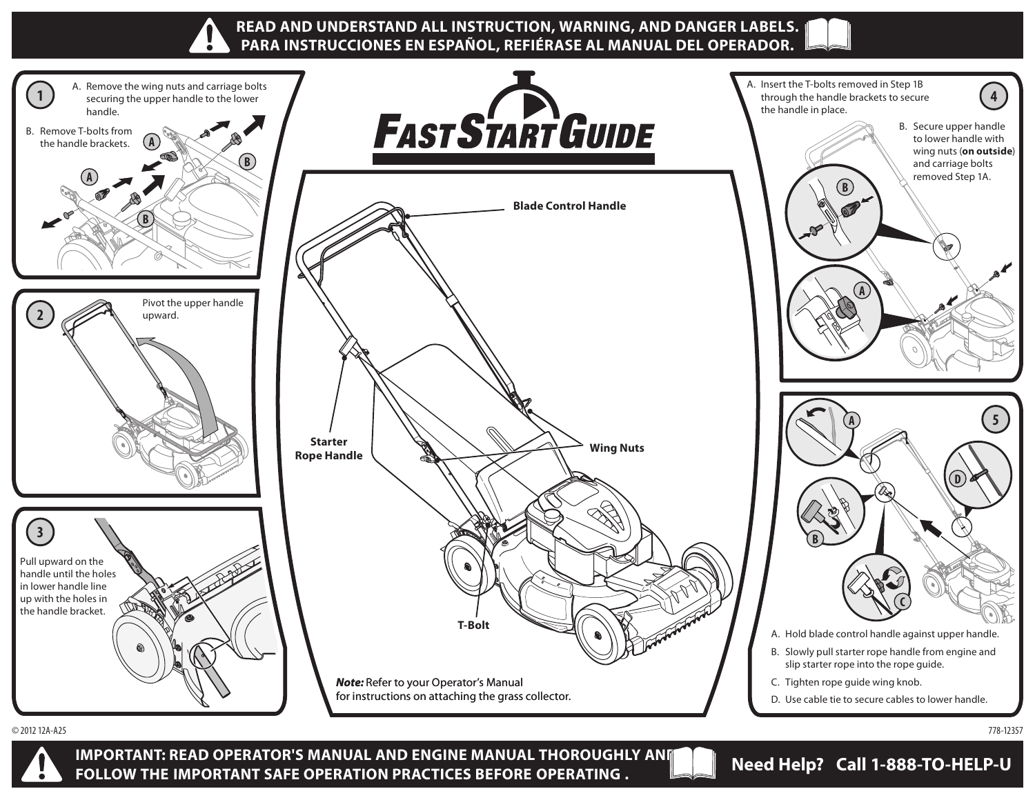**READ AND UNDERSTAND ALL INSTRUCTION, WARNING, AND DANGER LABELS.**
**PARA INSTRUCCIONES EN ESPAÑOL, REFIÉRASE AL MANUAL DEL OPERADOR.**

# FAST START GUIDE

## 1

A. Remove the wing nuts and carriage bolts securing the upper handle to the lower handle.

B. Remove T-bolts from the handle brackets.

## 2

Pivot the upper handle upward.

## 3

Pull upward on the handle until the holes in lower handle line up with the holes in the handle bracket.

Blade Control Handle

Starter Rope Handle

Wing Nuts

T-Bolt

***Note:*** Refer to your Operator's Manual for instructions on attaching the grass collector.

## 4

A. Insert the T-bolts removed in Step 1B through the handle brackets to secure the handle in place.

B. Secure upper handle to lower handle with wing nuts (**on outside**) and carriage bolts removed Step 1A.

## 5

A. Hold blade control handle against upper handle.

B. Slowly pull starter rope handle from engine and slip starter rope into the rope guide.

C. Tighten rope guide wing knob.

D. Use cable tie to secure cables to lower handle.

© 2012 12A-A25

778-12357

**IMPORTANT: READ OPERATOR'S MANUAL AND ENGINE MANUAL THOROUGHLY AND FOLLOW THE IMPORTANT SAFE OPERATION PRACTICES BEFORE OPERATING .**

**Need Help? Call 1-888-TO-HELP-U**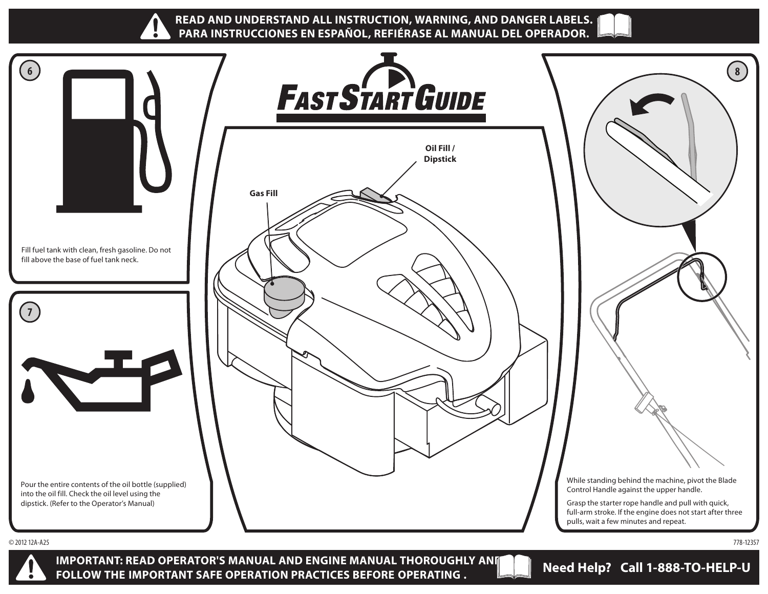**READ AND UNDERSTAND ALL INSTRUCTION, WARNING, AND DANGER LABELS.**
**PARA INSTRUCCIONES EN ESPAÑOL, REFIÉRASE AL MANUAL DEL OPERADOR.**

# FAST START GUIDE

Oil Fill / Dipstick

Gas Fill

**6**

Fill fuel tank with clean, fresh gasoline. Do not fill above the base of fuel tank neck.

**7**

Pour the entire contents of the oil bottle (supplied) into the oil fill. Check the oil level using the dipstick. (Refer to the Operator's Manual)

**8**

While standing behind the machine, pivot the Blade Control Handle against the upper handle.

Grasp the starter rope handle and pull with quick, full-arm stroke. If the engine does not start after three pulls, wait a few minutes and repeat.

© 2012 12A-A25

778-12357

**IMPORTANT: READ OPERATOR'S MANUAL AND ENGINE MANUAL THOROUGHLY AND FOLLOW THE IMPORTANT SAFE OPERATION PRACTICES BEFORE OPERATING .**

**Need Help? Call 1-888-TO-HELP-U**